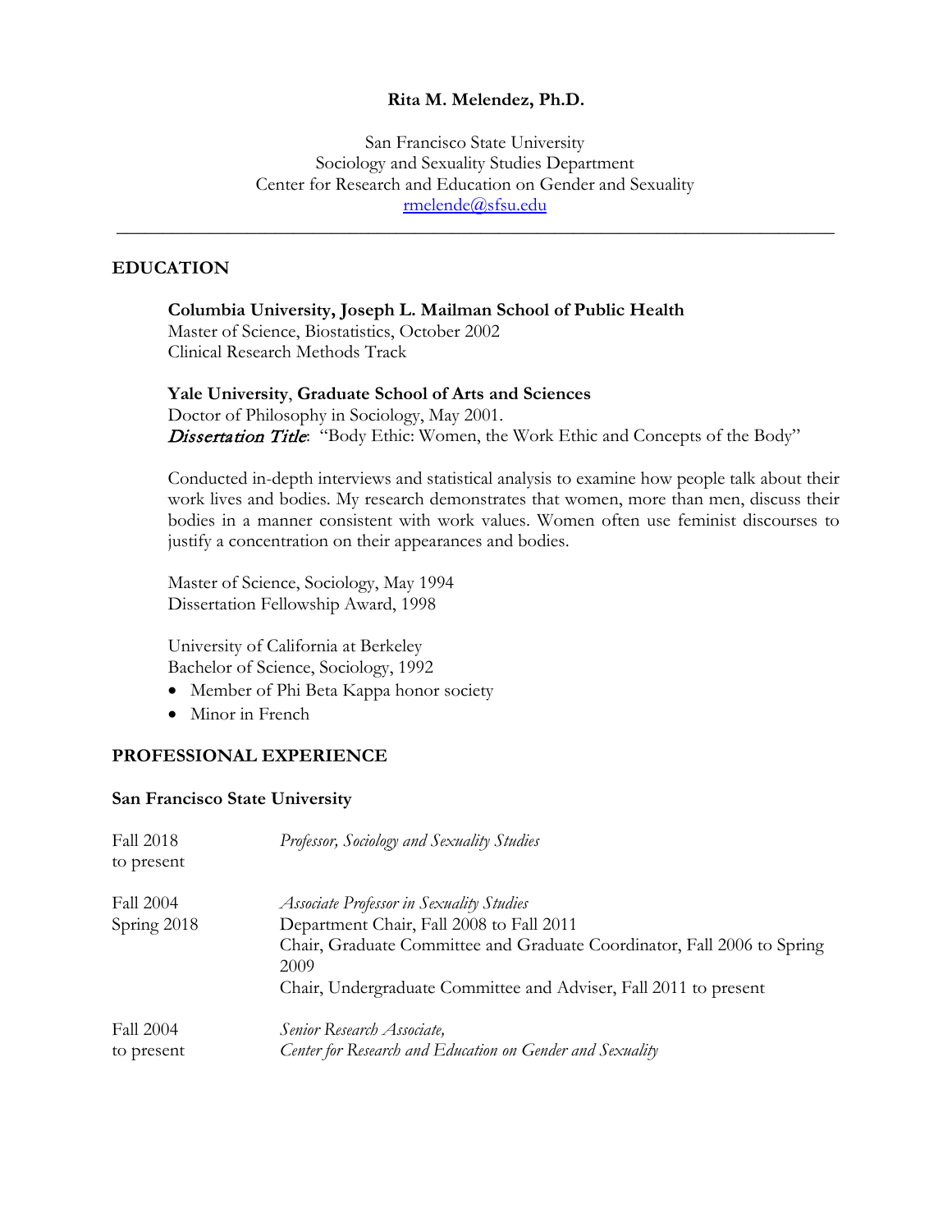**Rita M. Melendez, Ph.D.**

San Francisco State University
Sociology and Sexuality Studies Department
Center for Research and Education on Gender and Sexuality
[rmelende@sfsu.edu](mailto:rmelende@sfsu.edu)

---

## EDUCATION

**Columbia University, Joseph L. Mailman School of Public Health**
Master of Science, Biostatistics, October 2002
Clinical Research Methods Track

**Yale University**, **Graduate School of Arts and Sciences**
Doctor of Philosophy in Sociology, May 2001.
*Dissertation Title*: "Body Ethic: Women, the Work Ethic and Concepts of the Body"

Conducted in-depth interviews and statistical analysis to examine how people talk about their work lives and bodies. My research demonstrates that women, more than men, discuss their bodies in a manner consistent with work values. Women often use feminist discourses to justify a concentration on their appearances and bodies.

Master of Science, Sociology, May 1994
Dissertation Fellowship Award, 1998

University of California at Berkeley
Bachelor of Science, Sociology, 1992

- Member of Phi Beta Kappa honor society
- Minor in French

## PROFESSIONAL EXPERIENCE

### San Francisco State University

| | |
|---|---|
| Fall 2018 to present | *Professor, Sociology and Sexuality Studies* |
| Fall 2004 Spring 2018 | *Associate Professor in Sexuality Studies*<br>Department Chair, Fall 2008 to Fall 2011<br>Chair, Graduate Committee and Graduate Coordinator, Fall 2006 to Spring 2009<br>Chair, Undergraduate Committee and Adviser, Fall 2011 to present |
| Fall 2004 to present | *Senior Research Associate,*<br>*Center for Research and Education on Gender and Sexuality* |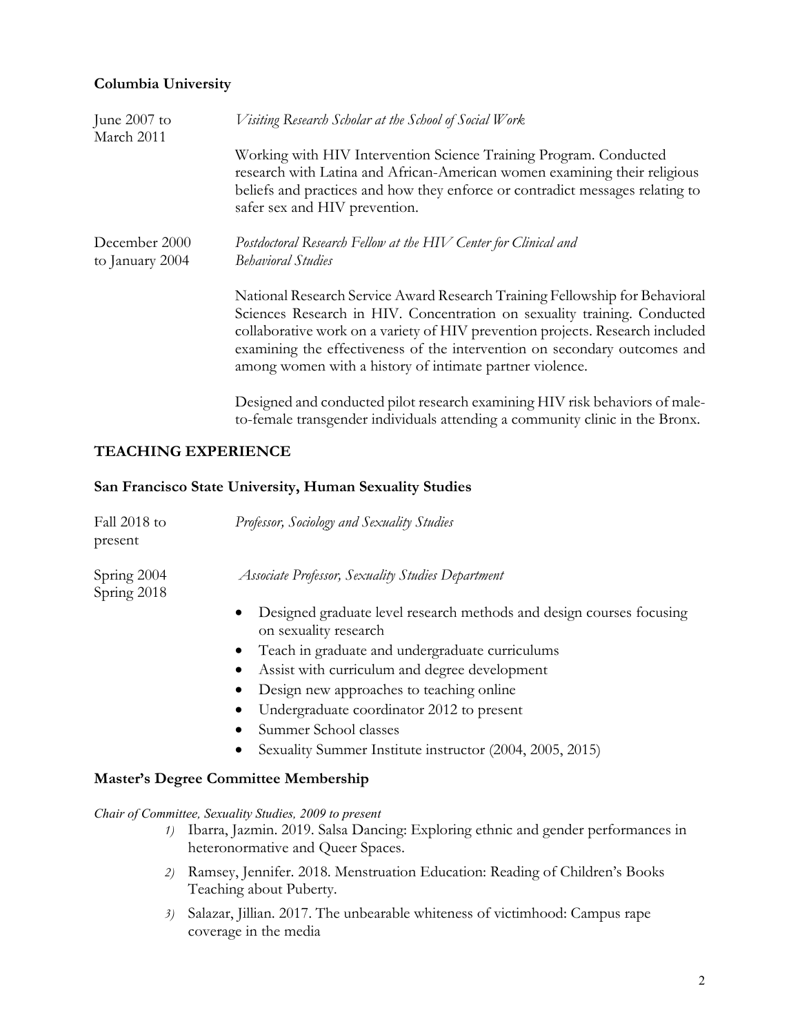### Columbia University

June 2007 to March 2011 — *Visiting Research Scholar at the School of Social Work*

Working with HIV Intervention Science Training Program. Conducted research with Latina and African-American women examining their religious beliefs and practices and how they enforce or contradict messages relating to safer sex and HIV prevention.

December 2000 to January 2004 — *Postdoctoral Research Fellow at the HIV Center for Clinical and Behavioral Studies*

National Research Service Award Research Training Fellowship for Behavioral Sciences Research in HIV. Concentration on sexuality training. Conducted collaborative work on a variety of HIV prevention projects. Research included examining the effectiveness of the intervention on secondary outcomes and among women with a history of intimate partner violence.

Designed and conducted pilot research examining HIV risk behaviors of male-to-female transgender individuals attending a community clinic in the Bronx.

## TEACHING EXPERIENCE

### San Francisco State University, Human Sexuality Studies

Fall 2018 to present — *Professor, Sociology and Sexuality Studies*

Spring 2004 Spring 2018 — *Associate Professor, Sexuality Studies Department*

- Designed graduate level research methods and design courses focusing on sexuality research
- Teach in graduate and undergraduate curriculums
- Assist with curriculum and degree development
- Design new approaches to teaching online
- Undergraduate coordinator 2012 to present
- Summer School classes
- Sexuality Summer Institute instructor (2004, 2005, 2015)

### Master's Degree Committee Membership

*Chair of Committee, Sexuality Studies, 2009 to present*

1) Ibarra, Jazmin. 2019. Salsa Dancing: Exploring ethnic and gender performances in heteronormative and Queer Spaces.
2) Ramsey, Jennifer. 2018. Menstruation Education: Reading of Children's Books Teaching about Puberty.
3) Salazar, Jillian. 2017. The unbearable whiteness of victimhood: Campus rape coverage in the media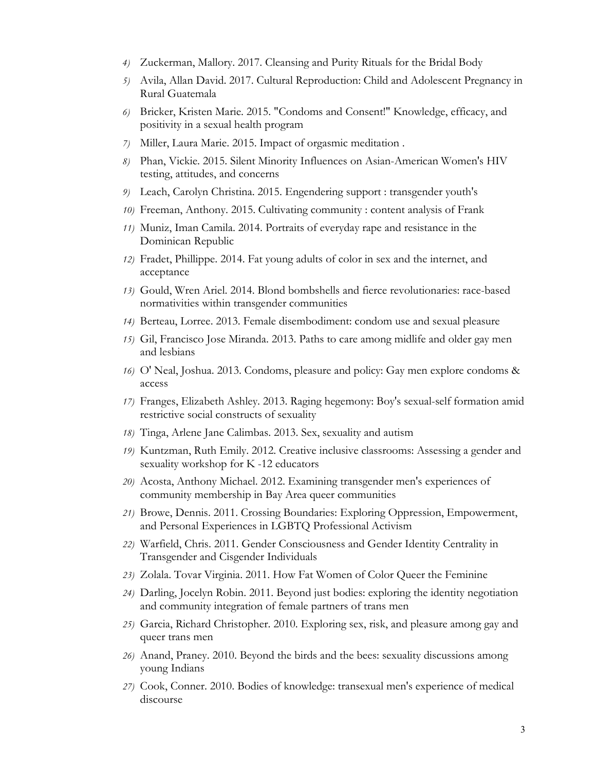4) Zuckerman, Mallory. 2017. Cleansing and Purity Rituals for the Bridal Body
5) Avila, Allan David. 2017. Cultural Reproduction: Child and Adolescent Pregnancy in Rural Guatemala
6) Bricker, Kristen Marie. 2015. "Condoms and Consent!" Knowledge, efficacy, and positivity in a sexual health program
7) Miller, Laura Marie. 2015. Impact of orgasmic meditation .
8) Phan, Vickie. 2015. Silent Minority Influences on Asian-American Women's HIV testing, attitudes, and concerns
9) Leach, Carolyn Christina. 2015. Engendering support : transgender youth's
10) Freeman, Anthony. 2015. Cultivating community : content analysis of Frank
11) Muniz, Iman Camila. 2014. Portraits of everyday rape and resistance in the Dominican Republic
12) Fradet, Phillippe. 2014. Fat young adults of color in sex and the internet, and acceptance
13) Gould, Wren Ariel. 2014. Blond bombshells and fierce revolutionaries: race-based normativities within transgender communities
14) Berteau, Lorree. 2013. Female disembodiment: condom use and sexual pleasure
15) Gil, Francisco Jose Miranda. 2013. Paths to care among midlife and older gay men and lesbians
16) O' Neal, Joshua. 2013. Condoms, pleasure and policy: Gay men explore condoms & access
17) Franges, Elizabeth Ashley. 2013. Raging hegemony: Boy's sexual-self formation amid restrictive social constructs of sexuality
18) Tinga, Arlene Jane Calimbas. 2013. Sex, sexuality and autism
19) Kuntzman, Ruth Emily. 2012. Creative inclusive classrooms: Assessing a gender and sexuality workshop for K -12 educators
20) Acosta, Anthony Michael. 2012. Examining transgender men's experiences of community membership in Bay Area queer communities
21) Browe, Dennis. 2011. Crossing Boundaries: Exploring Oppression, Empowerment, and Personal Experiences in LGBTQ Professional Activism
22) Warfield, Chris. 2011. Gender Consciousness and Gender Identity Centrality in Transgender and Cisgender Individuals
23) Zolala. Tovar Virginia. 2011. How Fat Women of Color Queer the Feminine
24) Darling, Jocelyn Robin. 2011. Beyond just bodies: exploring the identity negotiation and community integration of female partners of trans men
25) Garcia, Richard Christopher. 2010. Exploring sex, risk, and pleasure among gay and queer trans men
26) Anand, Praney. 2010. Beyond the birds and the bees: sexuality discussions among young Indians
27) Cook, Conner. 2010. Bodies of knowledge: transexual men's experience of medical discourse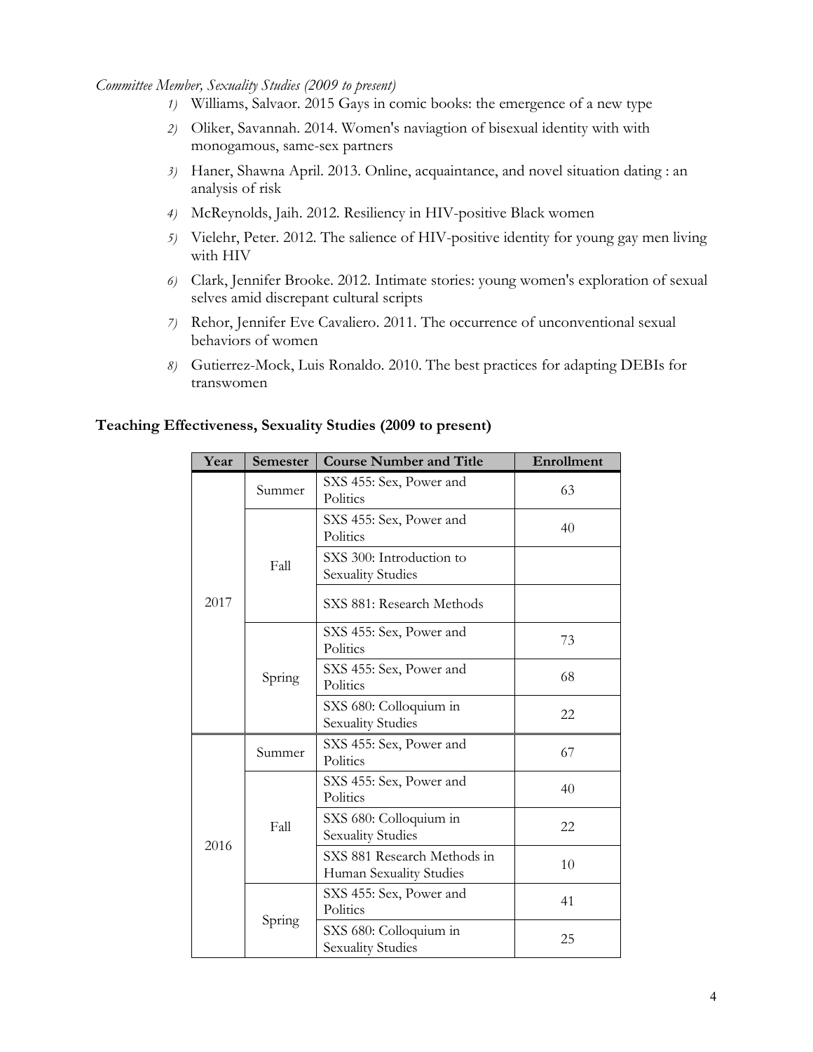*Committee Member, Sexuality Studies (2009 to present)*

1) Williams, Salvaor. 2015 Gays in comic books: the emergence of a new type
2) Oliker, Savannah. 2014. Women's naviagtion of bisexual identity with with monogamous, same-sex partners
3) Haner, Shawna April. 2013. Online, acquaintance, and novel situation dating : an analysis of risk
4) McReynolds, Jaih. 2012. Resiliency in HIV-positive Black women
5) Vielehr, Peter. 2012. The salience of HIV-positive identity for young gay men living with HIV
6) Clark, Jennifer Brooke. 2012. Intimate stories: young women's exploration of sexual selves amid discrepant cultural scripts
7) Rehor, Jennifer Eve Cavaliero. 2011. The occurrence of unconventional sexual behaviors of women
8) Gutierrez-Mock, Luis Ronaldo. 2010. The best practices for adapting DEBIs for transwomen

## Teaching Effectiveness, Sexuality Studies (2009 to present)

| Year | Semester | Course Number and Title | Enrollment |
|---|---|---|---|
| 2017 | Summer | SXS 455: Sex, Power and Politics | 63 |
| | Fall | SXS 455: Sex, Power and Politics | 40 |
| | | SXS 300: Introduction to Sexuality Studies | |
| | | SXS 881: Research Methods | |
| | Spring | SXS 455: Sex, Power and Politics | 73 |
| | | SXS 455: Sex, Power and Politics | 68 |
| | | SXS 680: Colloquium in Sexuality Studies | 22 |
| 2016 | Summer | SXS 455: Sex, Power and Politics | 67 |
| | Fall | SXS 455: Sex, Power and Politics | 40 |
| | | SXS 680: Colloquium in Sexuality Studies | 22 |
| | | SXS 881 Research Methods in Human Sexuality Studies | 10 |
| | Spring | SXS 455: Sex, Power and Politics | 41 |
| | | SXS 680: Colloquium in Sexuality Studies | 25 |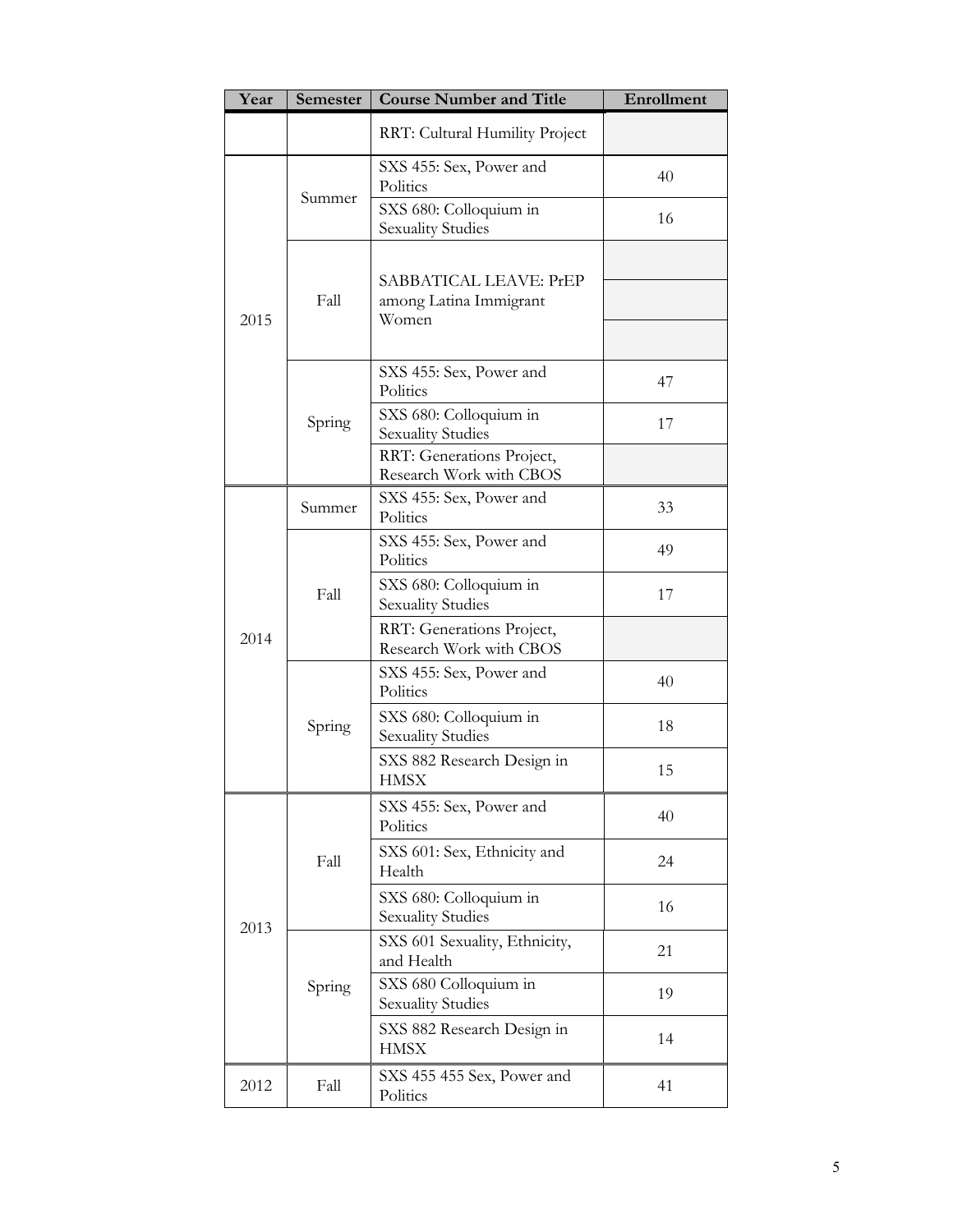| Year | Semester | Course Number and Title | Enrollment |
|---|---|---|---|
| | | RRT: Cultural Humility Project | |
| 2015 | Summer | SXS 455: Sex, Power and Politics | 40 |
| | | SXS 680: Colloquium in Sexuality Studies | 16 |
| | Fall | SABBATICAL LEAVE: PrEP among Latina Immigrant Women | |
| | Spring | SXS 455: Sex, Power and Politics | 47 |
| | | SXS 680: Colloquium in Sexuality Studies | 17 |
| | | RRT: Generations Project, Research Work with CBOS | |
| 2014 | Summer | SXS 455: Sex, Power and Politics | 33 |
| | Fall | SXS 455: Sex, Power and Politics | 49 |
| | | SXS 680: Colloquium in Sexuality Studies | 17 |
| | | RRT: Generations Project, Research Work with CBOS | |
| | Spring | SXS 455: Sex, Power and Politics | 40 |
| | | SXS 680: Colloquium in Sexuality Studies | 18 |
| | | SXS 882 Research Design in HMSX | 15 |
| 2013 | Fall | SXS 455: Sex, Power and Politics | 40 |
| | | SXS 601: Sex, Ethnicity and Health | 24 |
| | | SXS 680: Colloquium in Sexuality Studies | 16 |
| | Spring | SXS 601 Sexuality, Ethnicity, and Health | 21 |
| | | SXS 680 Colloquium in Sexuality Studies | 19 |
| | | SXS 882 Research Design in HMSX | 14 |
| 2012 | Fall | SXS 455 455 Sex, Power and Politics | 41 |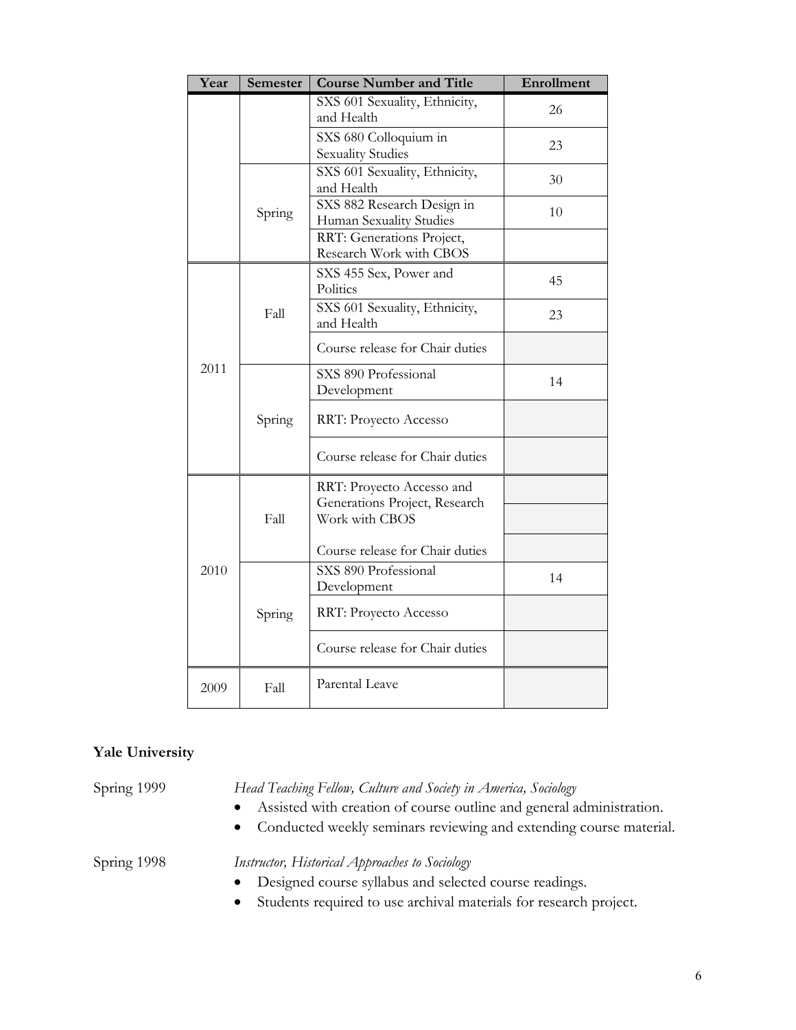| Year | Semester | Course Number and Title | Enrollment |
|---|---|---|---|
| | | SXS 601 Sexuality, Ethnicity, and Health | 26 |
| | | SXS 680 Colloquium in Sexuality Studies | 23 |
| | Spring | SXS 601 Sexuality, Ethnicity, and Health | 30 |
| | | SXS 882 Research Design in Human Sexuality Studies | 10 |
| | | RRT: Generations Project, Research Work with CBOS | |
| 2011 | Fall | SXS 455 Sex, Power and Politics | 45 |
| | | SXS 601 Sexuality, Ethnicity, and Health | 23 |
| | | Course release for Chair duties | |
| | Spring | SXS 890 Professional Development | 14 |
| | | RRT: Proyecto Accesso | |
| | | Course release for Chair duties | |
| 2010 | Fall | RRT: Proyecto Accesso and Generations Project, Research Work with CBOS | |
| | | Course release for Chair duties | |
| | Spring | SXS 890 Professional Development | 14 |
| | | RRT: Proyecto Accesso | |
| | | Course release for Chair duties | |
| 2009 | Fall | Parental Leave | |

**Yale University**

Spring 1999 — *Head Teaching Fellow, Culture and Society in America, Sociology*

- Assisted with creation of course outline and general administration.
- Conducted weekly seminars reviewing and extending course material.

Spring 1998 — *Instructor, Historical Approaches to Sociology*

- Designed course syllabus and selected course readings.
- Students required to use archival materials for research project.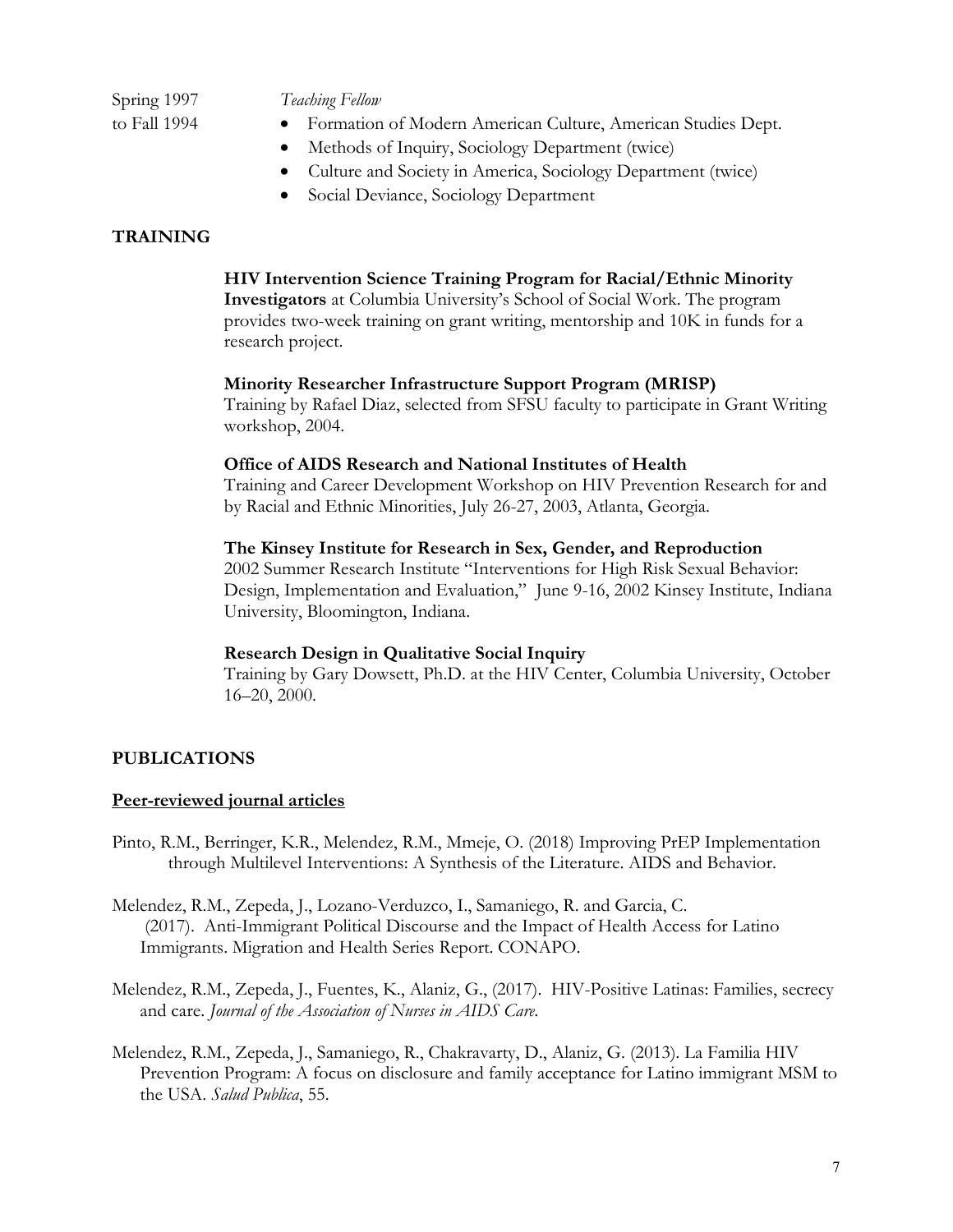Spring 1997 to Fall 1994 — *Teaching Fellow*

- Formation of Modern American Culture, American Studies Dept.
- Methods of Inquiry, Sociology Department (twice)
- Culture and Society in America, Sociology Department (twice)
- Social Deviance, Sociology Department

## TRAINING

**HIV Intervention Science Training Program for Racial/Ethnic Minority Investigators** at Columbia University's School of Social Work. The program provides two-week training on grant writing, mentorship and 10K in funds for a research project.

**Minority Researcher Infrastructure Support Program (MRISP)**
Training by Rafael Diaz, selected from SFSU faculty to participate in Grant Writing workshop, 2004.

**Office of AIDS Research and National Institutes of Health**
Training and Career Development Workshop on HIV Prevention Research for and by Racial and Ethnic Minorities, July 26-27, 2003, Atlanta, Georgia.

**The Kinsey Institute for Research in Sex, Gender, and Reproduction**
2002 Summer Research Institute "Interventions for High Risk Sexual Behavior: Design, Implementation and Evaluation," June 9-16, 2002 Kinsey Institute, Indiana University, Bloomington, Indiana.

**Research Design in Qualitative Social Inquiry**
Training by Gary Dowsett, Ph.D. at the HIV Center, Columbia University, October 16–20, 2000.

## PUBLICATIONS

### Peer-reviewed journal articles

Pinto, R.M., Berringer, K.R., Melendez, R.M., Mmeje, O. (2018) Improving PrEP Implementation through Multilevel Interventions: A Synthesis of the Literature. AIDS and Behavior.

Melendez, R.M., Zepeda, J., Lozano-Verduzco, I., Samaniego, R. and Garcia, C. (2017). Anti-Immigrant Political Discourse and the Impact of Health Access for Latino Immigrants. Migration and Health Series Report. CONAPO.

Melendez, R.M., Zepeda, J., Fuentes, K., Alaniz, G., (2017). HIV-Positive Latinas: Families, secrecy and care. *Journal of the Association of Nurses in AIDS Care*.

Melendez, R.M., Zepeda, J., Samaniego, R., Chakravarty, D., Alaniz, G. (2013). La Familia HIV Prevention Program: A focus on disclosure and family acceptance for Latino immigrant MSM to the USA. *Salud Publica*, 55.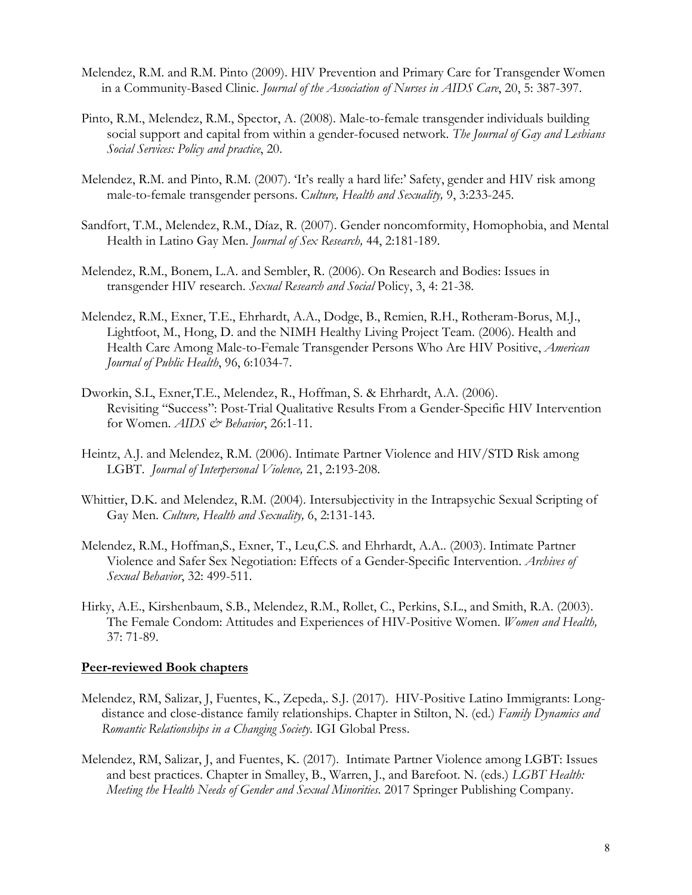Melendez, R.M. and R.M. Pinto (2009). HIV Prevention and Primary Care for Transgender Women in a Community-Based Clinic. *Journal of the Association of Nurses in AIDS Care*, 20, 5: 387-397.

Pinto, R.M., Melendez, R.M., Spector, A. (2008). Male-to-female transgender individuals building social support and capital from within a gender-focused network. *The Journal of Gay and Lesbians Social Services: Policy and practice*, 20.

Melendez, R.M. and Pinto, R.M. (2007). 'It's really a hard life:' Safety, gender and HIV risk among male-to-female transgender persons. C*ulture, Health and Sexuality,* 9, 3:233-245.

Sandfort, T.M., Melendez, R.M., Díaz, R. (2007). Gender noncomformity, Homophobia, and Mental Health in Latino Gay Men. *Journal of Sex Research,* 44, 2:181-189.

Melendez, R.M., Bonem, L.A. and Sembler, R. (2006). On Research and Bodies: Issues in transgender HIV research. *Sexual Research and Social* Policy, 3, 4: 21-38.

Melendez, R.M., Exner, T.E., Ehrhardt, A.A., Dodge, B., Remien, R.H., Rotheram-Borus, M.J., Lightfoot, M., Hong, D. and the NIMH Healthy Living Project Team. (2006). Health and Health Care Among Male-to-Female Transgender Persons Who Are HIV Positive, *American Journal of Public Health*, 96, 6:1034-7.

Dworkin, S.L, Exner,T.E., Melendez, R., Hoffman, S. & Ehrhardt, A.A. (2006). Revisiting "Success": Post-Trial Qualitative Results From a Gender-Specific HIV Intervention for Women. *AIDS & Behavior*, 26:1-11.

Heintz, A.J. and Melendez, R.M. (2006). Intimate Partner Violence and HIV/STD Risk among LGBT. *Journal of Interpersonal Violence,* 21, 2:193-208.

Whittier, D.K. and Melendez, R.M. (2004). Intersubjectivity in the Intrapsychic Sexual Scripting of Gay Men. *Culture, Health and Sexuality,* 6, 2:131-143.

Melendez, R.M., Hoffman,S., Exner, T., Leu,C.S. and Ehrhardt, A.A.. (2003). Intimate Partner Violence and Safer Sex Negotiation: Effects of a Gender-Specific Intervention. *Archives of Sexual Behavior*, 32: 499-511.

Hirky, A.E., Kirshenbaum, S.B., Melendez, R.M., Rollet, C., Perkins, S.L., and Smith, R.A. (2003). The Female Condom: Attitudes and Experiences of HIV-Positive Women. *Women and Health,* 37: 71-89.

**Peer-reviewed Book chapters**

Melendez, RM, Salizar, J, Fuentes, K., Zepeda,. S.J. (2017). HIV-Positive Latino Immigrants: Long-distance and close-distance family relationships. Chapter in Stilton, N. (ed.) *Family Dynamics and Romantic Relationships in a Changing Society*. IGI Global Press.

Melendez, RM, Salizar, J, and Fuentes, K. (2017). Intimate Partner Violence among LGBT: Issues and best practices. Chapter in Smalley, B., Warren, J., and Barefoot. N. (eds.) *LGBT Health: Meeting the Health Needs of Gender and Sexual Minorities.* 2017 Springer Publishing Company.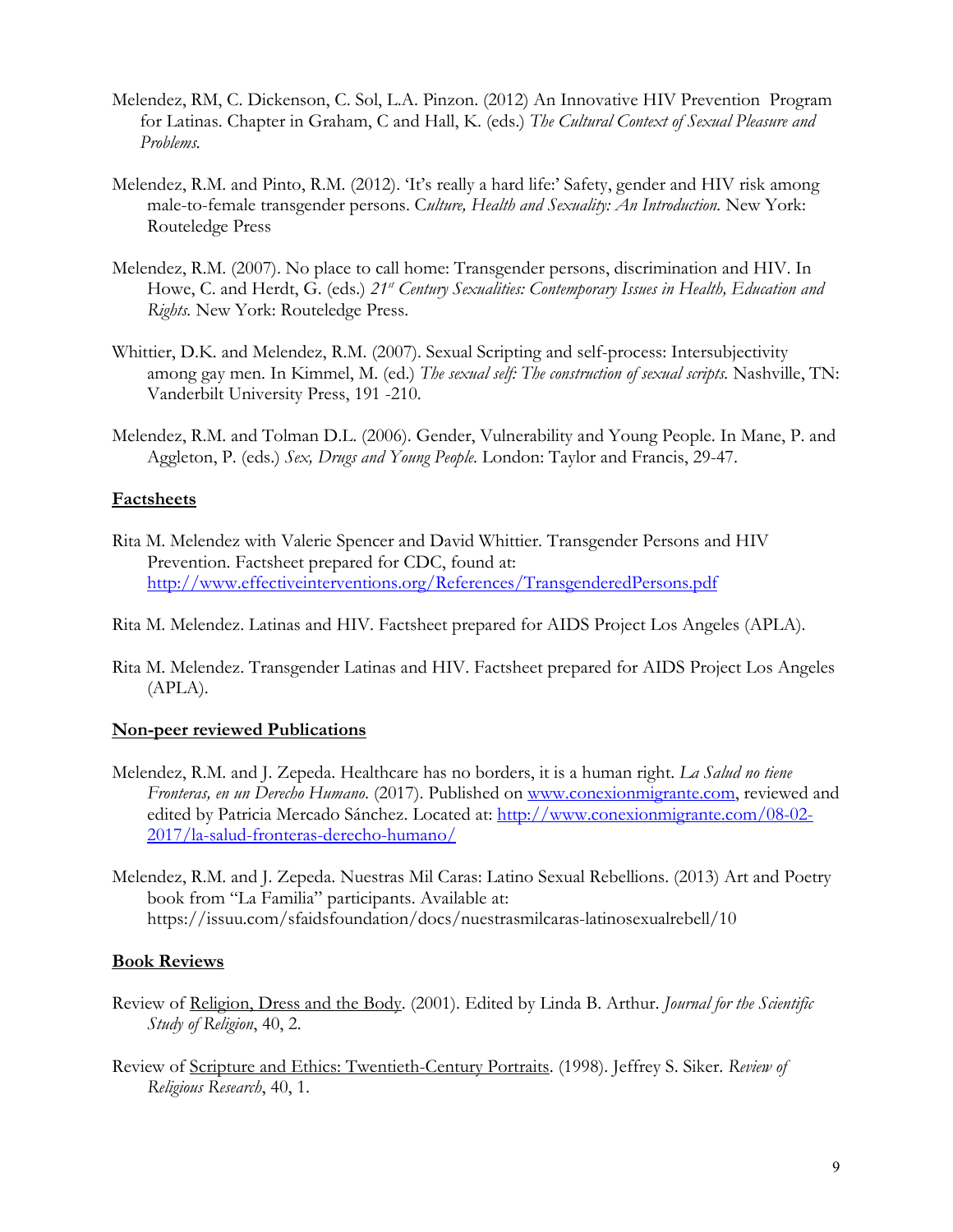Melendez, RM, C. Dickenson, C. Sol, L.A. Pinzon. (2012) An Innovative HIV Prevention  Program for Latinas. Chapter in Graham, C and Hall, K. (eds.) *The Cultural Context of Sexual Pleasure and Problems.*

Melendez, R.M. and Pinto, R.M. (2012). 'It's really a hard life:' Safety, gender and HIV risk among male-to-female transgender persons. C*ulture, Health and Sexuality: An Introduction.* New York: Routeledge Press

Melendez, R.M. (2007). No place to call home: Transgender persons, discrimination and HIV. In Howe, C. and Herdt, G. (eds.) *21st Century Sexualities: Contemporary Issues in Health, Education and Rights.* New York: Routeledge Press.

Whittier, D.K. and Melendez, R.M. (2007). Sexual Scripting and self-process: Intersubjectivity among gay men. In Kimmel, M. (ed.) *The sexual self: The construction of sexual scripts.* Nashville, TN: Vanderbilt University Press, 191 -210.

Melendez, R.M. and Tolman D.L. (2006). Gender, Vulnerability and Young People. In Mane, P. and Aggleton, P. (eds.) *Sex, Drugs and Young People.* London: Taylor and Francis, 29-47.

**Factsheets**

Rita M. Melendez with Valerie Spencer and David Whittier. Transgender Persons and HIV Prevention. Factsheet prepared for CDC, found at: http://www.effectiveinterventions.org/References/TransgenderedPersons.pdf

Rita M. Melendez. Latinas and HIV. Factsheet prepared for AIDS Project Los Angeles (APLA).

Rita M. Melendez. Transgender Latinas and HIV. Factsheet prepared for AIDS Project Los Angeles (APLA).

**Non-peer reviewed Publications**

Melendez, R.M. and J. Zepeda. Healthcare has no borders, it is a human right. *La Salud no tiene Fronteras, en un Derecho Humano.* (2017). Published on www.conexionmigrante.com, reviewed and edited by Patricia Mercado Sánchez. Located at: http://www.conexionmigrante.com/08-02-2017/la-salud-fronteras-derecho-humano/

Melendez, R.M. and J. Zepeda. Nuestras Mil Caras: Latino Sexual Rebellions. (2013) Art and Poetry book from "La Familia" participants. Available at: https://issuu.com/sfaidsfoundation/docs/nuestrasmilcaras-latinosexualrebell/10

**Book Reviews**

Review of Religion, Dress and the Body. (2001). Edited by Linda B. Arthur. *Journal for the Scientific Study of Religion*, 40, 2.

Review of Scripture and Ethics: Twentieth-Century Portraits. (1998). Jeffrey S. Siker. *Review of Religious Research*, 40, 1.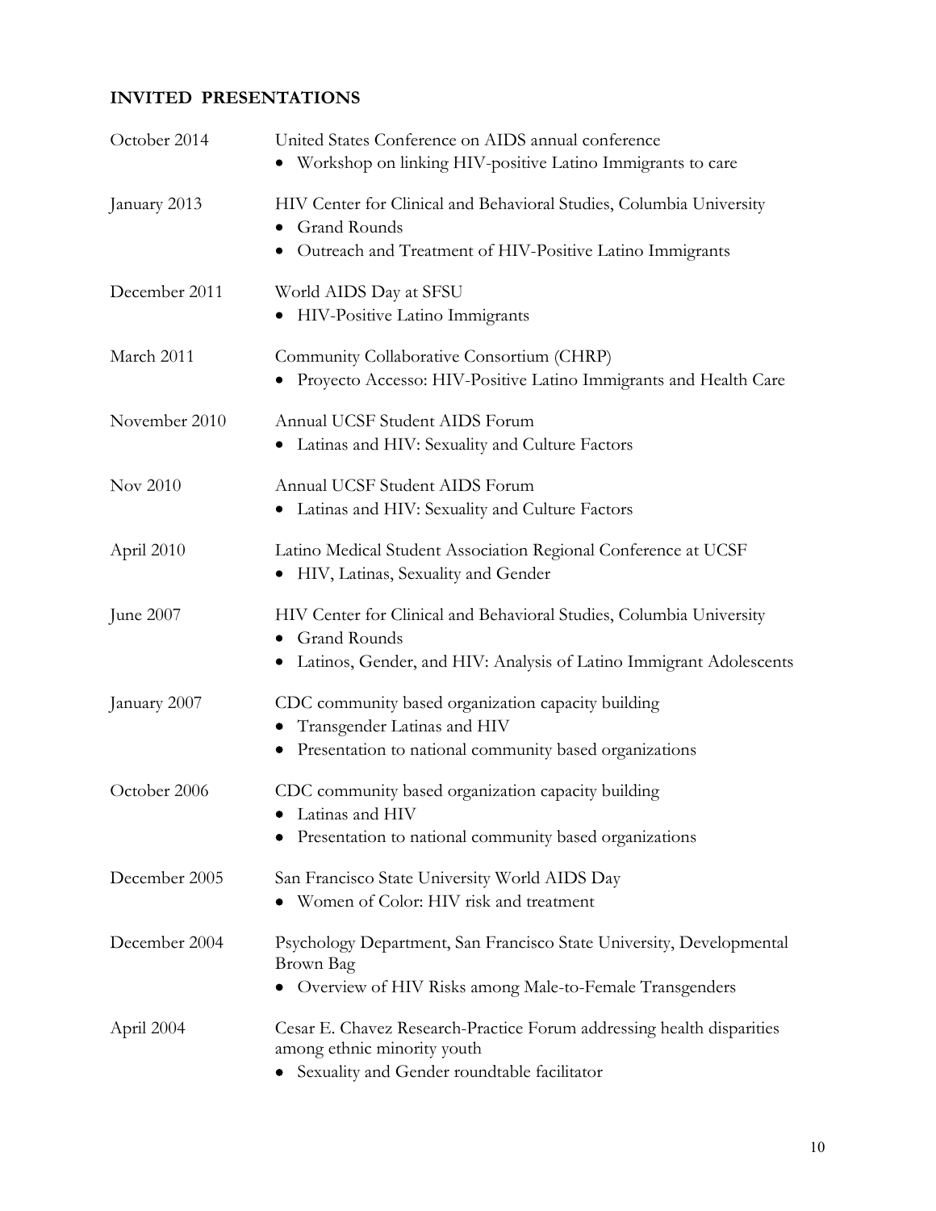## INVITED PRESENTATIONS

October 2014 — United States Conference on AIDS annual conference
- Workshop on linking HIV-positive Latino Immigrants to care

January 2013 — HIV Center for Clinical and Behavioral Studies, Columbia University
- Grand Rounds
- Outreach and Treatment of HIV-Positive Latino Immigrants

December 2011 — World AIDS Day at SFSU
- HIV-Positive Latino Immigrants

March 2011 — Community Collaborative Consortium (CHRP)
- Proyecto Accesso: HIV-Positive Latino Immigrants and Health Care

November 2010 — Annual UCSF Student AIDS Forum
- Latinas and HIV: Sexuality and Culture Factors

Nov 2010 — Annual UCSF Student AIDS Forum
- Latinas and HIV: Sexuality and Culture Factors

April 2010 — Latino Medical Student Association Regional Conference at UCSF
- HIV, Latinas, Sexuality and Gender

June 2007 — HIV Center for Clinical and Behavioral Studies, Columbia University
- Grand Rounds
- Latinos, Gender, and HIV: Analysis of Latino Immigrant Adolescents

January 2007 — CDC community based organization capacity building
- Transgender Latinas and HIV
- Presentation to national community based organizations

October 2006 — CDC community based organization capacity building
- Latinas and HIV
- Presentation to national community based organizations

December 2005 — San Francisco State University World AIDS Day
- Women of Color: HIV risk and treatment

December 2004 — Psychology Department, San Francisco State University, Developmental Brown Bag
- Overview of HIV Risks among Male-to-Female Transgenders

April 2004 — Cesar E. Chavez Research-Practice Forum addressing health disparities among ethnic minority youth
- Sexuality and Gender roundtable facilitator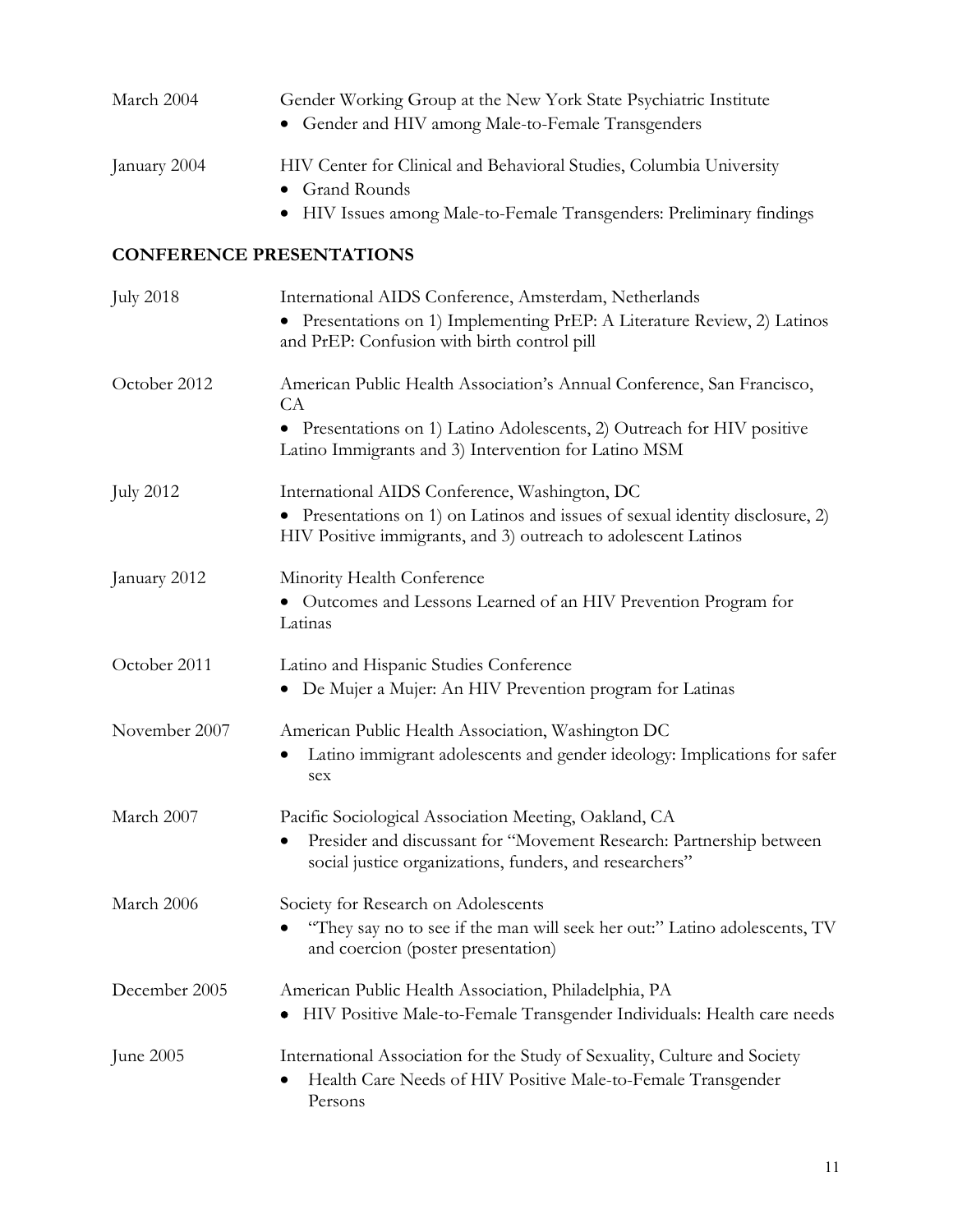March 2004 Gender Working Group at the New York State Psychiatric Institute

- Gender and HIV among Male-to-Female Transgenders

January 2004 HIV Center for Clinical and Behavioral Studies, Columbia University

- Grand Rounds
- HIV Issues among Male-to-Female Transgenders: Preliminary findings

## CONFERENCE PRESENTATIONS

July 2018 International AIDS Conference, Amsterdam, Netherlands

- Presentations on 1) Implementing PrEP: A Literature Review, 2) Latinos and PrEP: Confusion with birth control pill

October 2012 American Public Health Association's Annual Conference, San Francisco, CA

- Presentations on 1) Latino Adolescents, 2) Outreach for HIV positive Latino Immigrants and 3) Intervention for Latino MSM

July 2012 International AIDS Conference, Washington, DC

- Presentations on 1) on Latinos and issues of sexual identity disclosure, 2) HIV Positive immigrants, and 3) outreach to adolescent Latinos

January 2012 Minority Health Conference

- Outcomes and Lessons Learned of an HIV Prevention Program for Latinas

October 2011 Latino and Hispanic Studies Conference

- De Mujer a Mujer: An HIV Prevention program for Latinas

November 2007 American Public Health Association, Washington DC

- Latino immigrant adolescents and gender ideology: Implications for safer sex

March 2007 Pacific Sociological Association Meeting, Oakland, CA

- Presider and discussant for "Movement Research: Partnership between social justice organizations, funders, and researchers"

March 2006 Society for Research on Adolescents

- "They say no to see if the man will seek her out:" Latino adolescents, TV and coercion (poster presentation)

December 2005 American Public Health Association, Philadelphia, PA

- HIV Positive Male-to-Female Transgender Individuals: Health care needs

June 2005 International Association for the Study of Sexuality, Culture and Society

- Health Care Needs of HIV Positive Male-to-Female Transgender Persons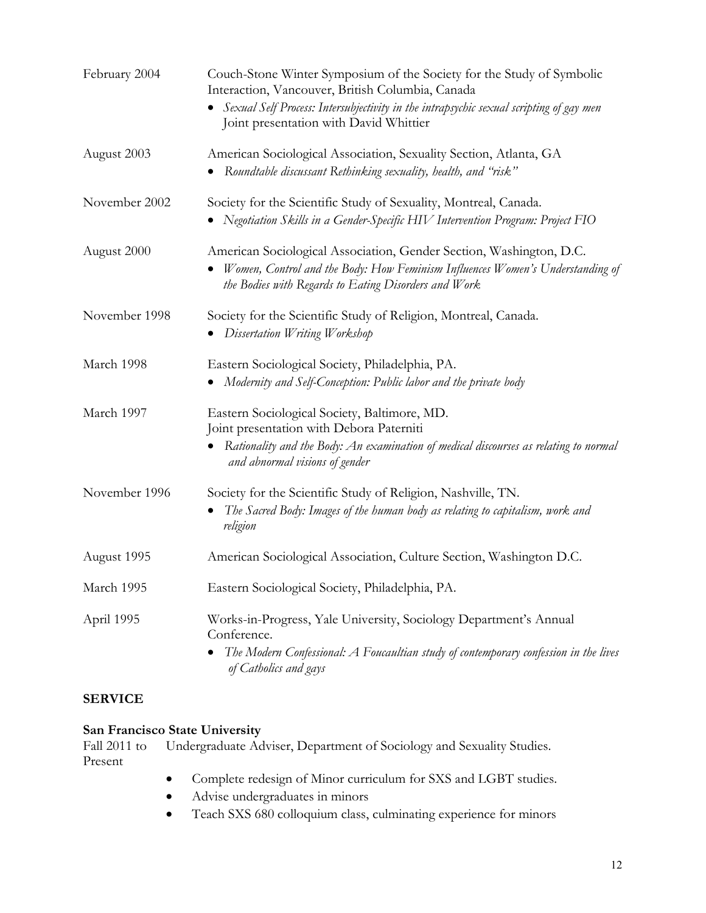February 2004 — Couch-Stone Winter Symposium of the Society for the Study of Symbolic Interaction, Vancouver, British Columbia, Canada

- *Sexual Self Process: Intersubjectivity in the intrapsychic sexual scripting of gay men* Joint presentation with David Whittier

August 2003 — American Sociological Association, Sexuality Section, Atlanta, GA

- *Roundtable discussant Rethinking sexuality, health, and "risk"*

November 2002 — Society for the Scientific Study of Sexuality, Montreal, Canada.

- *Negotiation Skills in a Gender-Specific HIV Intervention Program: Project FIO*

August 2000 — American Sociological Association, Gender Section, Washington, D.C.

- *Women, Control and the Body: How Feminism Influences Women's Understanding of the Bodies with Regards to Eating Disorders and Work*

November 1998 — Society for the Scientific Study of Religion, Montreal, Canada.

- *Dissertation Writing Workshop*

March 1998 — Eastern Sociological Society, Philadelphia, PA.

- *Modernity and Self-Conception: Public labor and the private body*

March 1997 — Eastern Sociological Society, Baltimore, MD.
Joint presentation with Debora Paterniti

- *Rationality and the Body: An examination of medical discourses as relating to normal and abnormal visions of gender*

November 1996 — Society for the Scientific Study of Religion, Nashville, TN.

- *The Sacred Body: Images of the human body as relating to capitalism, work and religion*

August 1995 — American Sociological Association, Culture Section, Washington D.C.

March 1995 — Eastern Sociological Society, Philadelphia, PA.

April 1995 — Works-in-Progress, Yale University, Sociology Department's Annual Conference.

- *The Modern Confessional: A Foucaultian study of contemporary confession in the lives of Catholics and gays*

## SERVICE

### San Francisco State University

Fall 2011 to Present — Undergraduate Adviser, Department of Sociology and Sexuality Studies.

- Complete redesign of Minor curriculum for SXS and LGBT studies.
- Advise undergraduates in minors
- Teach SXS 680 colloquium class, culminating experience for minors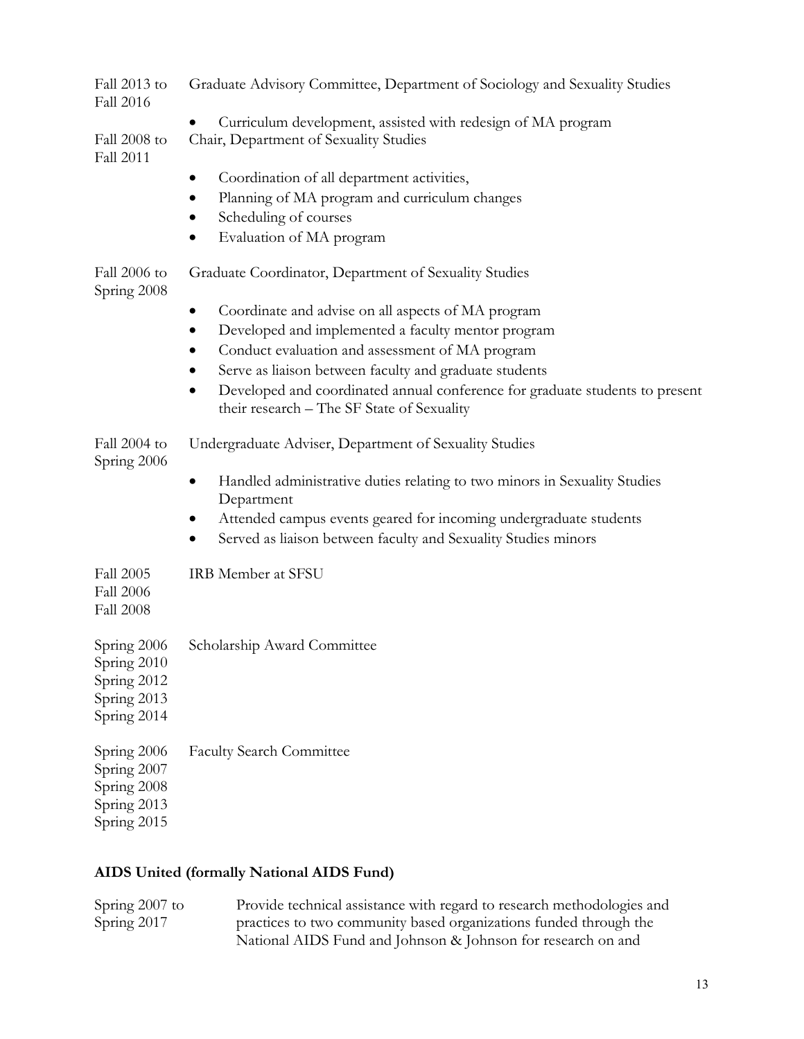Fall 2013 to Fall 2016 — Graduate Advisory Committee, Department of Sociology and Sexuality Studies

- Curriculum development, assisted with redesign of MA program

Fall 2008 to Fall 2011 — Chair, Department of Sexuality Studies

- Coordination of all department activities,
- Planning of MA program and curriculum changes
- Scheduling of courses
- Evaluation of MA program

Fall 2006 to Spring 2008 — Graduate Coordinator, Department of Sexuality Studies

- Coordinate and advise on all aspects of MA program
- Developed and implemented a faculty mentor program
- Conduct evaluation and assessment of MA program
- Serve as liaison between faculty and graduate students
- Developed and coordinated annual conference for graduate students to present their research – The SF State of Sexuality

Fall 2004 to Spring 2006 — Undergraduate Adviser, Department of Sexuality Studies

- Handled administrative duties relating to two minors in Sexuality Studies Department
- Attended campus events geared for incoming undergraduate students
- Served as liaison between faculty and Sexuality Studies minors

Fall 2005
Fall 2006
Fall 2008 — IRB Member at SFSU

Spring 2006
Spring 2010
Spring 2012
Spring 2013
Spring 2014 — Scholarship Award Committee

Spring 2006
Spring 2007
Spring 2008
Spring 2013
Spring 2015 — Faculty Search Committee

**AIDS United (formally National AIDS Fund)**

Spring 2007 to Spring 2017 — Provide technical assistance with regard to research methodologies and practices to two community based organizations funded through the National AIDS Fund and Johnson & Johnson for research on and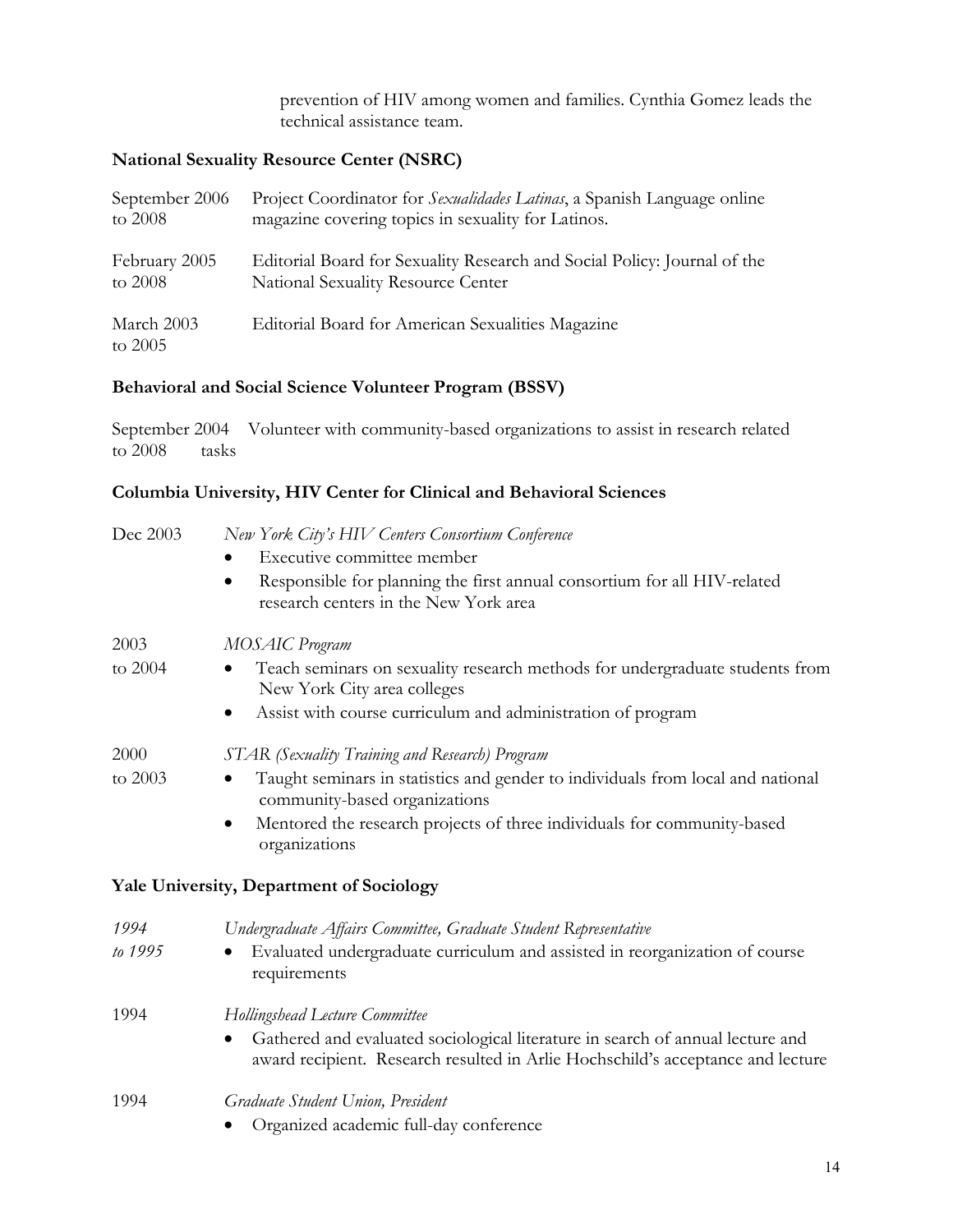prevention of HIV among women and families. Cynthia Gomez leads the technical assistance team.

**National Sexuality Resource Center (NSRC)**

September 2006 to 2008 — Project Coordinator for *Sexualidades Latinas*, a Spanish Language online magazine covering topics in sexuality for Latinos.

February 2005 to 2008 — Editorial Board for Sexuality Research and Social Policy: Journal of the National Sexuality Resource Center

March 2003 to 2005 — Editorial Board for American Sexualities Magazine

**Behavioral and Social Science Volunteer Program (BSSV)**

September 2004 to 2008 — Volunteer with community-based organizations to assist in research related tasks

**Columbia University, HIV Center for Clinical and Behavioral Sciences**

Dec 2003 — *New York City's HIV Centers Consortium Conference*

- Executive committee member
- Responsible for planning the first annual consortium for all HIV-related research centers in the New York area

2003 to 2004 — *MOSAIC Program*

- Teach seminars on sexuality research methods for undergraduate students from New York City area colleges
- Assist with course curriculum and administration of program

2000 to 2003 — *STAR (Sexuality Training and Research) Program*

- Taught seminars in statistics and gender to individuals from local and national community-based organizations
- Mentored the research projects of three individuals for community-based organizations

**Yale University, Department of Sociology**

*1994 to 1995* — *Undergraduate Affairs Committee, Graduate Student Representative*

- Evaluated undergraduate curriculum and assisted in reorganization of course requirements

1994 — *Hollingshead Lecture Committee*

- Gathered and evaluated sociological literature in search of annual lecture and award recipient. Research resulted in Arlie Hochschild's acceptance and lecture

1994 — *Graduate Student Union, President*

- Organized academic full-day conference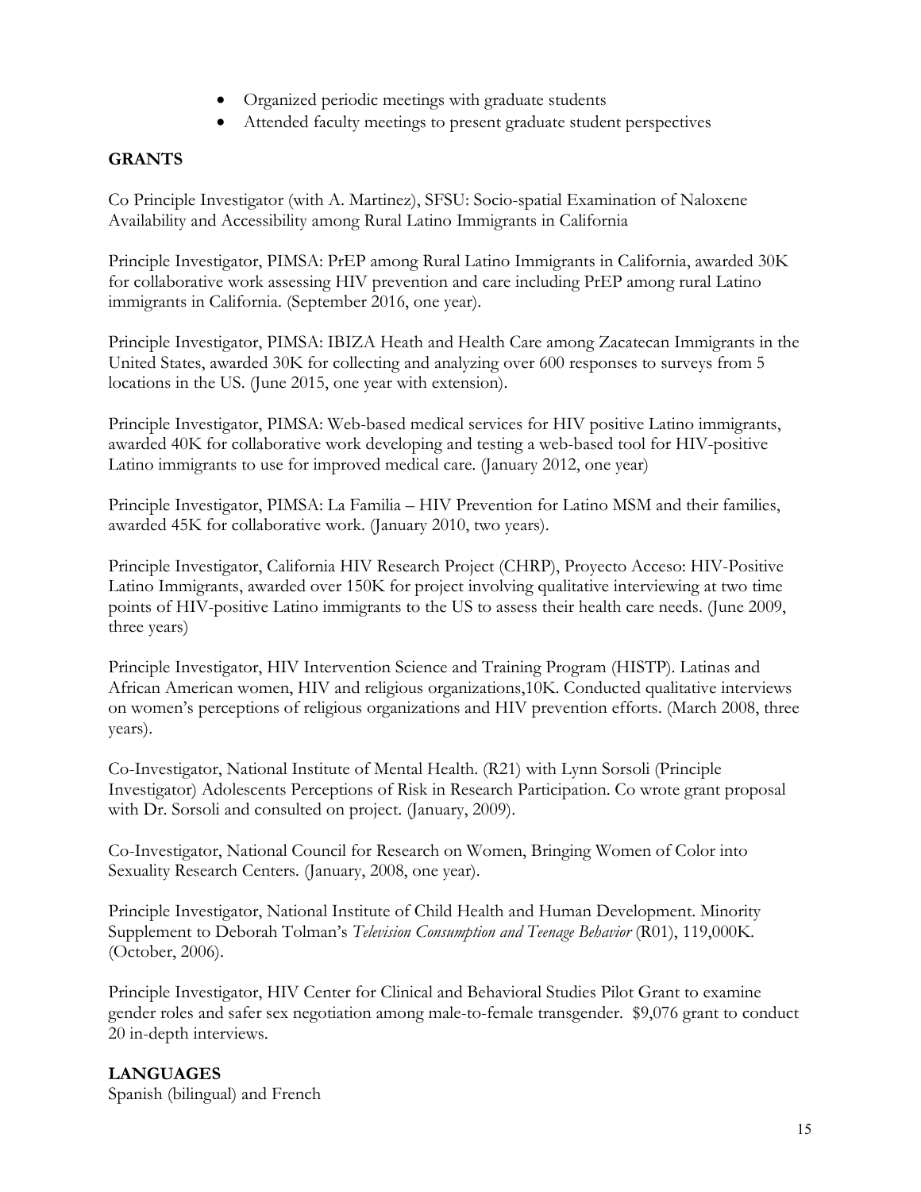- Organized periodic meetings with graduate students
- Attended faculty meetings to present graduate student perspectives

**GRANTS**

Co Principle Investigator (with A. Martinez), SFSU: Socio-spatial Examination of Naloxene Availability and Accessibility among Rural Latino Immigrants in California

Principle Investigator, PIMSA: PrEP among Rural Latino Immigrants in California, awarded 30K for collaborative work assessing HIV prevention and care including PrEP among rural Latino immigrants in California. (September 2016, one year).

Principle Investigator, PIMSA: IBIZA Heath and Health Care among Zacatecan Immigrants in the United States, awarded 30K for collecting and analyzing over 600 responses to surveys from 5 locations in the US. (June 2015, one year with extension).

Principle Investigator, PIMSA: Web-based medical services for HIV positive Latino immigrants, awarded 40K for collaborative work developing and testing a web-based tool for HIV-positive Latino immigrants to use for improved medical care. (January 2012, one year)

Principle Investigator, PIMSA: La Familia – HIV Prevention for Latino MSM and their families, awarded 45K for collaborative work. (January 2010, two years).

Principle Investigator, California HIV Research Project (CHRP), Proyecto Acceso: HIV-Positive Latino Immigrants, awarded over 150K for project involving qualitative interviewing at two time points of HIV-positive Latino immigrants to the US to assess their health care needs. (June 2009, three years)

Principle Investigator, HIV Intervention Science and Training Program (HISTP). Latinas and African American women, HIV and religious organizations,10K. Conducted qualitative interviews on women's perceptions of religious organizations and HIV prevention efforts. (March 2008, three years).

Co-Investigator, National Institute of Mental Health. (R21) with Lynn Sorsoli (Principle Investigator) Adolescents Perceptions of Risk in Research Participation. Co wrote grant proposal with Dr. Sorsoli and consulted on project. (January, 2009).

Co-Investigator, National Council for Research on Women, Bringing Women of Color into Sexuality Research Centers. (January, 2008, one year).

Principle Investigator, National Institute of Child Health and Human Development. Minority Supplement to Deborah Tolman's *Television Consumption and Teenage Behavior* (R01), 119,000K. (October, 2006).

Principle Investigator, HIV Center for Clinical and Behavioral Studies Pilot Grant to examine gender roles and safer sex negotiation among male-to-female transgender. $9,076 grant to conduct 20 in-depth interviews.

**LANGUAGES**

Spanish (bilingual) and French